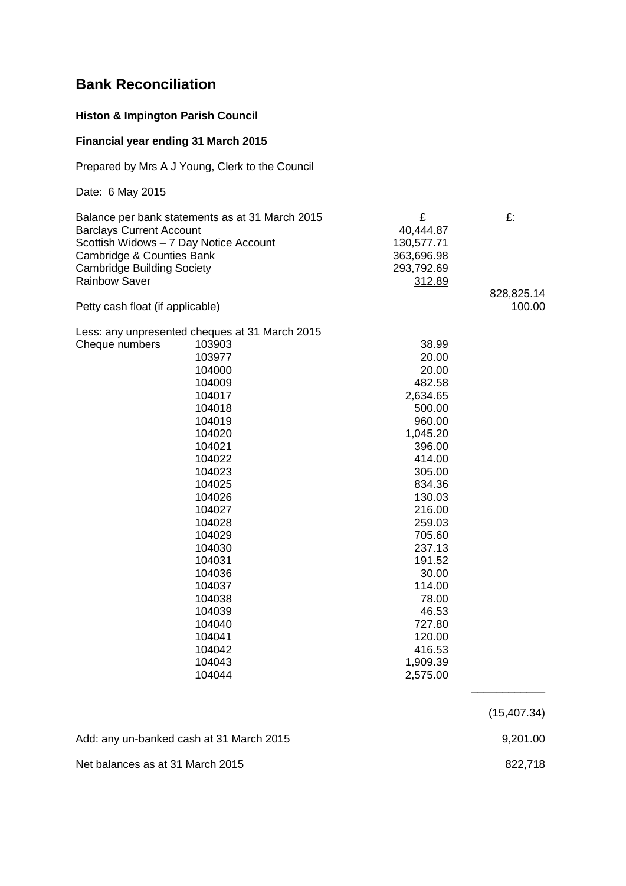# Bank Reconciliation

**Histon & Impington Parish Council**

**Financial year ending 31 March 2015**

Prepared by Mrs A J Young, Clerk to the Council

Date: 6 May 2015

| | | £ | £: |
|---|---|---|---|
| Balance per bank statements as at 31 March 2015 | | | |
| Barclays Current Account | | 40,444.87 | |
| Scottish Widows – 7 Day Notice Account | | 130,577.71 | |
| Cambridge & Counties Bank | | 363,696.98 | |
| Cambridge Building Society | | 293,792.69 | |
| Rainbow Saver | | 312.89 | |
| | | | 828,825.14 |
| Petty cash float (if applicable) | | | 100.00 |
| Less: any unpresented cheques at 31 March 2015 | | | |
| Cheque numbers | 103903 | 38.99 | |
| | 103977 | 20.00 | |
| | 104000 | 20.00 | |
| | 104009 | 482.58 | |
| | 104017 | 2,634.65 | |
| | 104018 | 500.00 | |
| | 104019 | 960.00 | |
| | 104020 | 1,045.20 | |
| | 104021 | 396.00 | |
| | 104022 | 414.00 | |
| | 104023 | 305.00 | |
| | 104025 | 834.36 | |
| | 104026 | 130.03 | |
| | 104027 | 216.00 | |
| | 104028 | 259.03 | |
| | 104029 | 705.60 | |
| | 104030 | 237.13 | |
| | 104031 | 191.52 | |
| | 104036 | 30.00 | |
| | 104037 | 114.00 | |
| | 104038 | 78.00 | |
| | 104039 | 46.53 | |
| | 104040 | 727.80 | |
| | 104041 | 120.00 | |
| | 104042 | 416.53 | |
| | 104043 | 1,909.39 | |
| | 104044 | 2,575.00 | |
| | | | (15,407.34) |
| Add: any un-banked cash at 31 March 2015 | | | 9,201.00 |
| Net balances as at 31 March 2015 | | | 822,718 |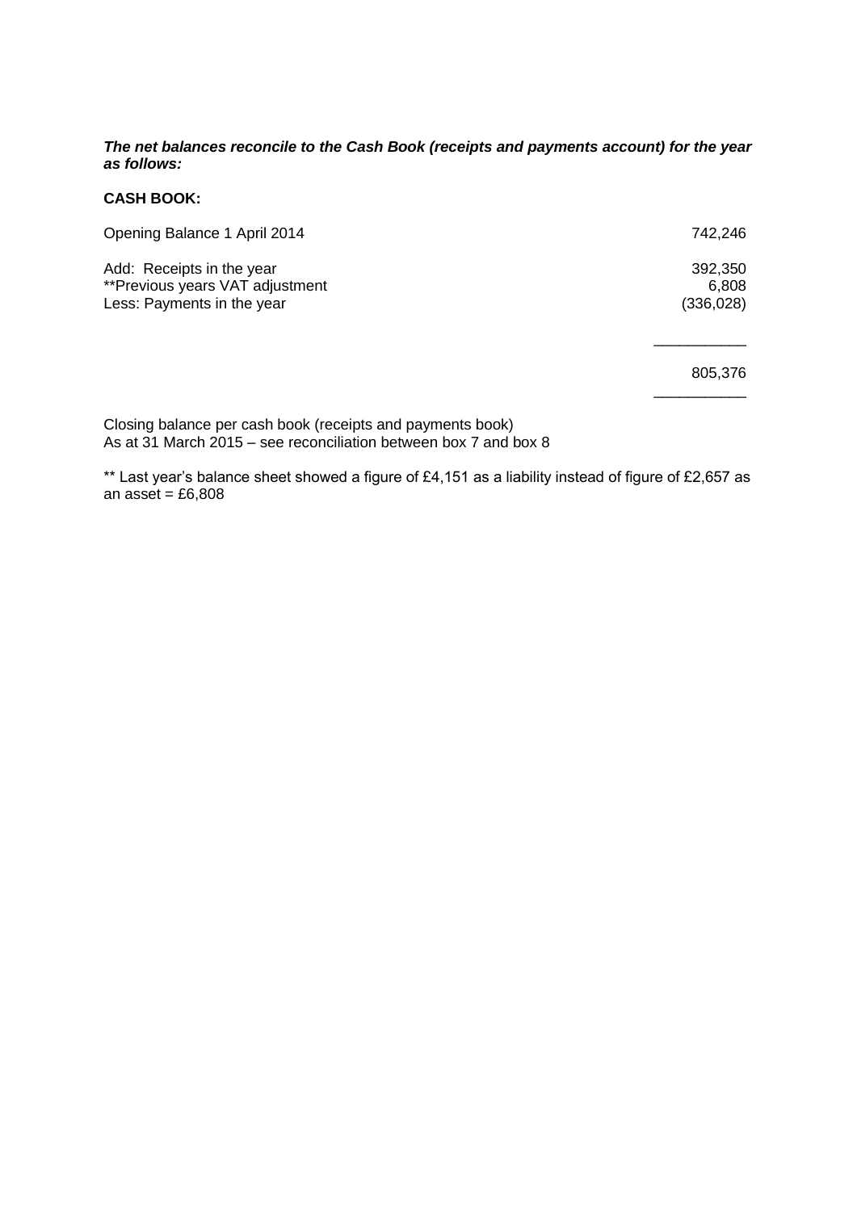***The net balances reconcile to the Cash Book (receipts and payments account) for the year as follows:***

**CASH BOOK:**

| | |
|---|---|
| Opening Balance 1 April 2014 | 742,246 |
| Add: Receipts in the year | 392,350 |
| **Previous years VAT adjustment | 6,808 |
| Less: Payments in the year | (336,028) |
| | 805,376 |

Closing balance per cash book (receipts and payments book)
As at 31 March 2015 – see reconciliation between box 7 and box 8

** Last year's balance sheet showed a figure of £4,151 as a liability instead of figure of £2,657 as an asset = £6,808